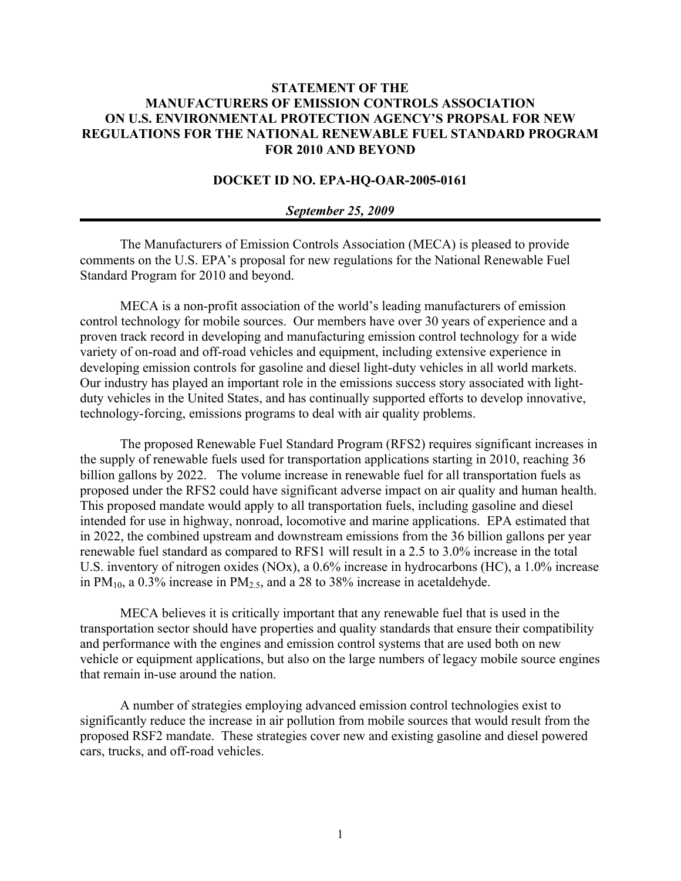# STATEMENT OF THE MANUFACTURERS OF EMISSION CONTROLS ASSOCIATION ON U.S. ENVIRONMENTAL PROTECTION AGENCY'S PROPSAL FOR NEW REGULATIONS FOR THE NATIONAL RENEWABLE FUEL STANDARD PROGRAM FOR 2010 AND BEYOND

## DOCKET ID NO. EPA-HQ-OAR-2005-0161

***September 25, 2009***

---

The Manufacturers of Emission Controls Association (MECA) is pleased to provide comments on the U.S. EPA's proposal for new regulations for the National Renewable Fuel Standard Program for 2010 and beyond.

MECA is a non-profit association of the world's leading manufacturers of emission control technology for mobile sources. Our members have over 30 years of experience and a proven track record in developing and manufacturing emission control technology for a wide variety of on-road and off-road vehicles and equipment, including extensive experience in developing emission controls for gasoline and diesel light-duty vehicles in all world markets. Our industry has played an important role in the emissions success story associated with light-duty vehicles in the United States, and has continually supported efforts to develop innovative, technology-forcing, emissions programs to deal with air quality problems.

The proposed Renewable Fuel Standard Program (RFS2) requires significant increases in the supply of renewable fuels used for transportation applications starting in 2010, reaching 36 billion gallons by 2022. The volume increase in renewable fuel for all transportation fuels as proposed under the RFS2 could have significant adverse impact on air quality and human health. This proposed mandate would apply to all transportation fuels, including gasoline and diesel intended for use in highway, nonroad, locomotive and marine applications. EPA estimated that in 2022, the combined upstream and downstream emissions from the 36 billion gallons per year renewable fuel standard as compared to RFS1 will result in a 2.5 to 3.0% increase in the total U.S. inventory of nitrogen oxides (NOx), a 0.6% increase in hydrocarbons (HC), a 1.0% increase in $PM_{10}$, a 0.3% increase in $PM_{2.5}$, and a 28 to 38% increase in acetaldehyde.

MECA believes it is critically important that any renewable fuel that is used in the transportation sector should have properties and quality standards that ensure their compatibility and performance with the engines and emission control systems that are used both on new vehicle or equipment applications, but also on the large numbers of legacy mobile source engines that remain in-use around the nation.

A number of strategies employing advanced emission control technologies exist to significantly reduce the increase in air pollution from mobile sources that would result from the proposed RSF2 mandate. These strategies cover new and existing gasoline and diesel powered cars, trucks, and off-road vehicles.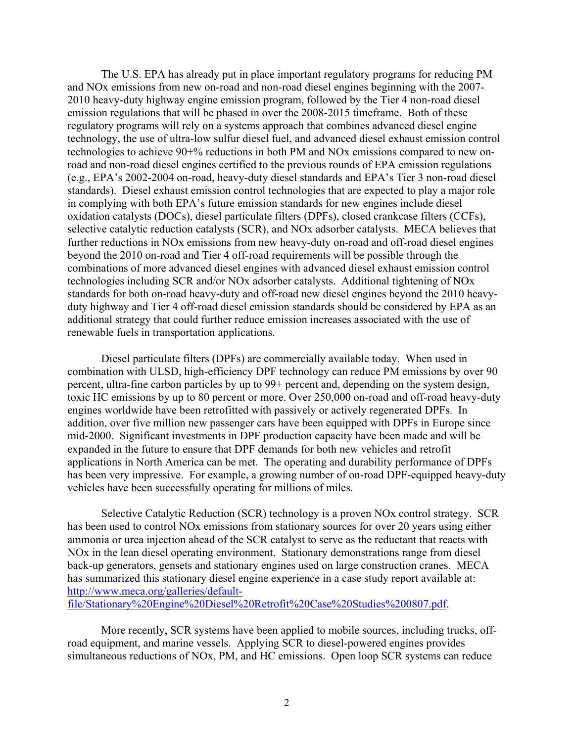The U.S. EPA has already put in place important regulatory programs for reducing PM and NOx emissions from new on-road and non-road diesel engines beginning with the 2007-2010 heavy-duty highway engine emission program, followed by the Tier 4 non-road diesel emission regulations that will be phased in over the 2008-2015 timeframe. Both of these regulatory programs will rely on a systems approach that combines advanced diesel engine technology, the use of ultra-low sulfur diesel fuel, and advanced diesel exhaust emission control technologies to achieve 90+% reductions in both PM and NOx emissions compared to new on-road and non-road diesel engines certified to the previous rounds of EPA emission regulations (e.g., EPA's 2002-2004 on-road, heavy-duty diesel standards and EPA's Tier 3 non-road diesel standards). Diesel exhaust emission control technologies that are expected to play a major role in complying with both EPA's future emission standards for new engines include diesel oxidation catalysts (DOCs), diesel particulate filters (DPFs), closed crankcase filters (CCFs), selective catalytic reduction catalysts (SCR), and NOx adsorber catalysts. MECA believes that further reductions in NOx emissions from new heavy-duty on-road and off-road diesel engines beyond the 2010 on-road and Tier 4 off-road requirements will be possible through the combinations of more advanced diesel engines with advanced diesel exhaust emission control technologies including SCR and/or NOx adsorber catalysts. Additional tightening of NOx standards for both on-road heavy-duty and off-road new diesel engines beyond the 2010 heavy-duty highway and Tier 4 off-road diesel emission standards should be considered by EPA as an additional strategy that could further reduce emission increases associated with the use of renewable fuels in transportation applications.

Diesel particulate filters (DPFs) are commercially available today. When used in combination with ULSD, high-efficiency DPF technology can reduce PM emissions by over 90 percent, ultra-fine carbon particles by up to 99+ percent and, depending on the system design, toxic HC emissions by up to 80 percent or more. Over 250,000 on-road and off-road heavy-duty engines worldwide have been retrofitted with passively or actively regenerated DPFs. In addition, over five million new passenger cars have been equipped with DPFs in Europe since mid-2000. Significant investments in DPF production capacity have been made and will be expanded in the future to ensure that DPF demands for both new vehicles and retrofit applications in North America can be met. The operating and durability performance of DPFs has been very impressive. For example, a growing number of on-road DPF-equipped heavy-duty vehicles have been successfully operating for millions of miles.

Selective Catalytic Reduction (SCR) technology is a proven NOx control strategy. SCR has been used to control NOx emissions from stationary sources for over 20 years using either ammonia or urea injection ahead of the SCR catalyst to serve as the reductant that reacts with NOx in the lean diesel operating environment. Stationary demonstrations range from diesel back-up generators, gensets and stationary engines used on large construction cranes. MECA has summarized this stationary diesel engine experience in a case study report available at: [http://www.meca.org/galleries/default-file/Stationary%20Engine%20Diesel%20Retrofit%20Case%20Studies%200807.pdf](http://www.meca.org/galleries/default-file/Stationary%20Engine%20Diesel%20Retrofit%20Case%20Studies%200807.pdf).

More recently, SCR systems have been applied to mobile sources, including trucks, off-road equipment, and marine vessels. Applying SCR to diesel-powered engines provides simultaneous reductions of NOx, PM, and HC emissions. Open loop SCR systems can reduce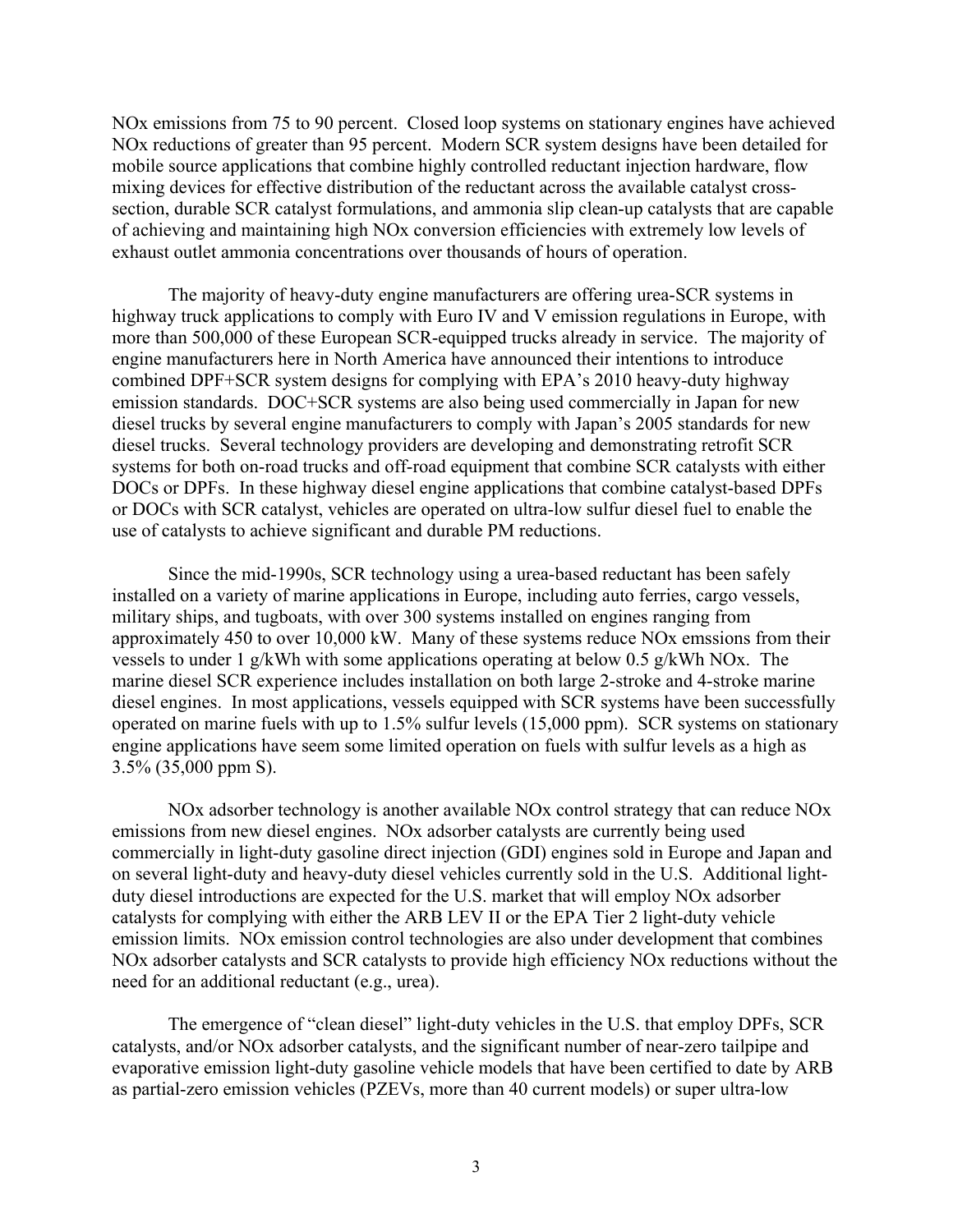NOx emissions from 75 to 90 percent. Closed loop systems on stationary engines have achieved NOx reductions of greater than 95 percent. Modern SCR system designs have been detailed for mobile source applications that combine highly controlled reductant injection hardware, flow mixing devices for effective distribution of the reductant across the available catalyst cross-section, durable SCR catalyst formulations, and ammonia slip clean-up catalysts that are capable of achieving and maintaining high NOx conversion efficiencies with extremely low levels of exhaust outlet ammonia concentrations over thousands of hours of operation.

The majority of heavy-duty engine manufacturers are offering urea-SCR systems in highway truck applications to comply with Euro IV and V emission regulations in Europe, with more than 500,000 of these European SCR-equipped trucks already in service. The majority of engine manufacturers here in North America have announced their intentions to introduce combined DPF+SCR system designs for complying with EPA's 2010 heavy-duty highway emission standards. DOC+SCR systems are also being used commercially in Japan for new diesel trucks by several engine manufacturers to comply with Japan's 2005 standards for new diesel trucks. Several technology providers are developing and demonstrating retrofit SCR systems for both on-road trucks and off-road equipment that combine SCR catalysts with either DOCs or DPFs. In these highway diesel engine applications that combine catalyst-based DPFs or DOCs with SCR catalyst, vehicles are operated on ultra-low sulfur diesel fuel to enable the use of catalysts to achieve significant and durable PM reductions.

Since the mid-1990s, SCR technology using a urea-based reductant has been safely installed on a variety of marine applications in Europe, including auto ferries, cargo vessels, military ships, and tugboats, with over 300 systems installed on engines ranging from approximately 450 to over 10,000 kW. Many of these systems reduce NOx emssions from their vessels to under 1 g/kWh with some applications operating at below 0.5 g/kWh NOx. The marine diesel SCR experience includes installation on both large 2-stroke and 4-stroke marine diesel engines. In most applications, vessels equipped with SCR systems have been successfully operated on marine fuels with up to 1.5% sulfur levels (15,000 ppm). SCR systems on stationary engine applications have seem some limited operation on fuels with sulfur levels as a high as 3.5% (35,000 ppm S).

NOx adsorber technology is another available NOx control strategy that can reduce NOx emissions from new diesel engines. NOx adsorber catalysts are currently being used commercially in light-duty gasoline direct injection (GDI) engines sold in Europe and Japan and on several light-duty and heavy-duty diesel vehicles currently sold in the U.S. Additional light-duty diesel introductions are expected for the U.S. market that will employ NOx adsorber catalysts for complying with either the ARB LEV II or the EPA Tier 2 light-duty vehicle emission limits. NOx emission control technologies are also under development that combines NOx adsorber catalysts and SCR catalysts to provide high efficiency NOx reductions without the need for an additional reductant (e.g., urea).

The emergence of "clean diesel" light-duty vehicles in the U.S. that employ DPFs, SCR catalysts, and/or NOx adsorber catalysts, and the significant number of near-zero tailpipe and evaporative emission light-duty gasoline vehicle models that have been certified to date by ARB as partial-zero emission vehicles (PZEVs, more than 40 current models) or super ultra-low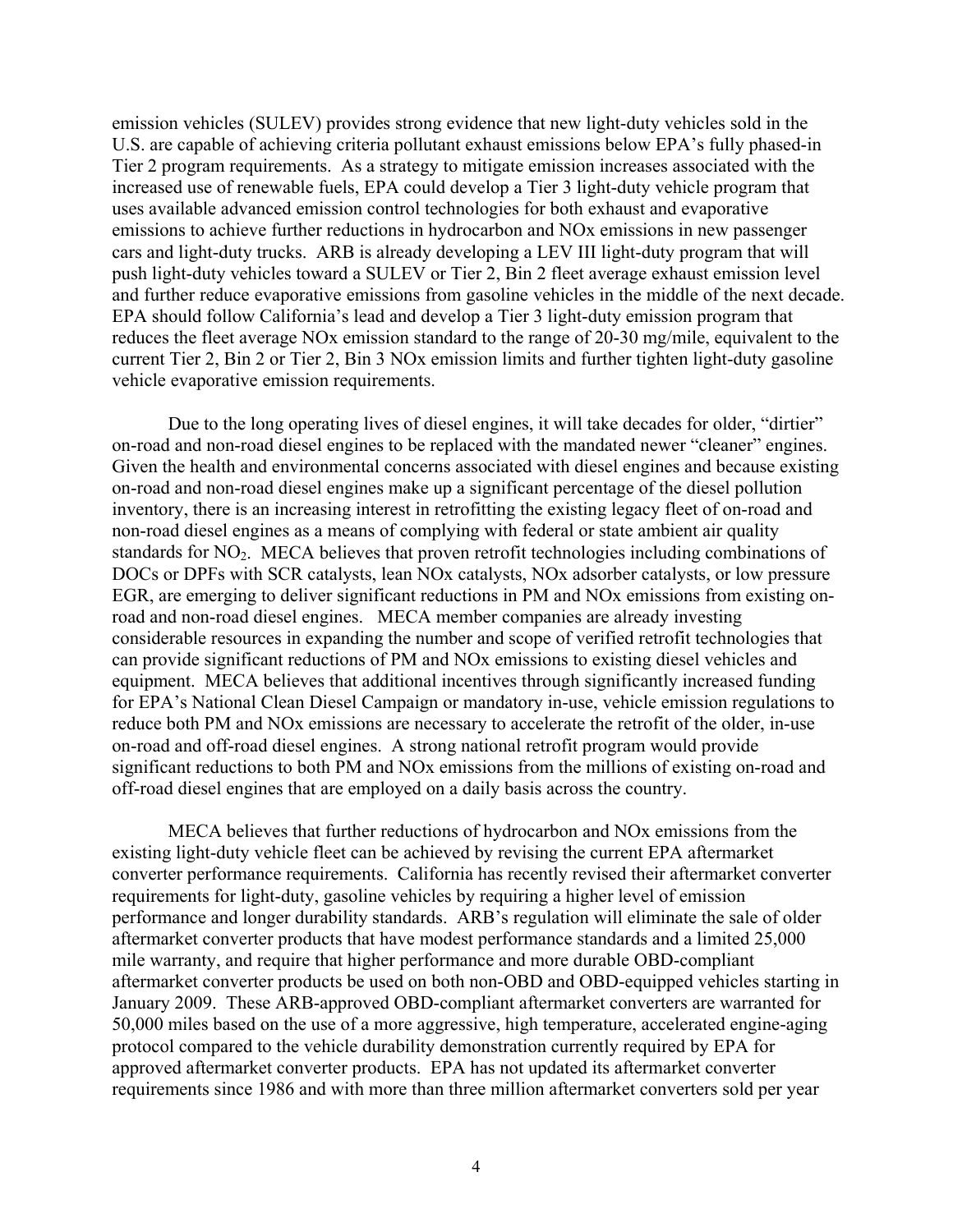emission vehicles (SULEV) provides strong evidence that new light-duty vehicles sold in the U.S. are capable of achieving criteria pollutant exhaust emissions below EPA's fully phased-in Tier 2 program requirements. As a strategy to mitigate emission increases associated with the increased use of renewable fuels, EPA could develop a Tier 3 light-duty vehicle program that uses available advanced emission control technologies for both exhaust and evaporative emissions to achieve further reductions in hydrocarbon and NOx emissions in new passenger cars and light-duty trucks. ARB is already developing a LEV III light-duty program that will push light-duty vehicles toward a SULEV or Tier 2, Bin 2 fleet average exhaust emission level and further reduce evaporative emissions from gasoline vehicles in the middle of the next decade. EPA should follow California's lead and develop a Tier 3 light-duty emission program that reduces the fleet average NOx emission standard to the range of 20-30 mg/mile, equivalent to the current Tier 2, Bin 2 or Tier 2, Bin 3 NOx emission limits and further tighten light-duty gasoline vehicle evaporative emission requirements.

Due to the long operating lives of diesel engines, it will take decades for older, "dirtier" on-road and non-road diesel engines to be replaced with the mandated newer "cleaner" engines. Given the health and environmental concerns associated with diesel engines and because existing on-road and non-road diesel engines make up a significant percentage of the diesel pollution inventory, there is an increasing interest in retrofitting the existing legacy fleet of on-road and non-road diesel engines as a means of complying with federal or state ambient air quality standards for $NO_2$. MECA believes that proven retrofit technologies including combinations of DOCs or DPFs with SCR catalysts, lean NOx catalysts, NOx adsorber catalysts, or low pressure EGR, are emerging to deliver significant reductions in PM and NOx emissions from existing on-road and non-road diesel engines. MECA member companies are already investing considerable resources in expanding the number and scope of verified retrofit technologies that can provide significant reductions of PM and NOx emissions to existing diesel vehicles and equipment. MECA believes that additional incentives through significantly increased funding for EPA's National Clean Diesel Campaign or mandatory in-use, vehicle emission regulations to reduce both PM and NOx emissions are necessary to accelerate the retrofit of the older, in-use on-road and off-road diesel engines. A strong national retrofit program would provide significant reductions to both PM and NOx emissions from the millions of existing on-road and off-road diesel engines that are employed on a daily basis across the country.

MECA believes that further reductions of hydrocarbon and NOx emissions from the existing light-duty vehicle fleet can be achieved by revising the current EPA aftermarket converter performance requirements. California has recently revised their aftermarket converter requirements for light-duty, gasoline vehicles by requiring a higher level of emission performance and longer durability standards. ARB's regulation will eliminate the sale of older aftermarket converter products that have modest performance standards and a limited 25,000 mile warranty, and require that higher performance and more durable OBD-compliant aftermarket converter products be used on both non-OBD and OBD-equipped vehicles starting in January 2009. These ARB-approved OBD-compliant aftermarket converters are warranted for 50,000 miles based on the use of a more aggressive, high temperature, accelerated engine-aging protocol compared to the vehicle durability demonstration currently required by EPA for approved aftermarket converter products. EPA has not updated its aftermarket converter requirements since 1986 and with more than three million aftermarket converters sold per year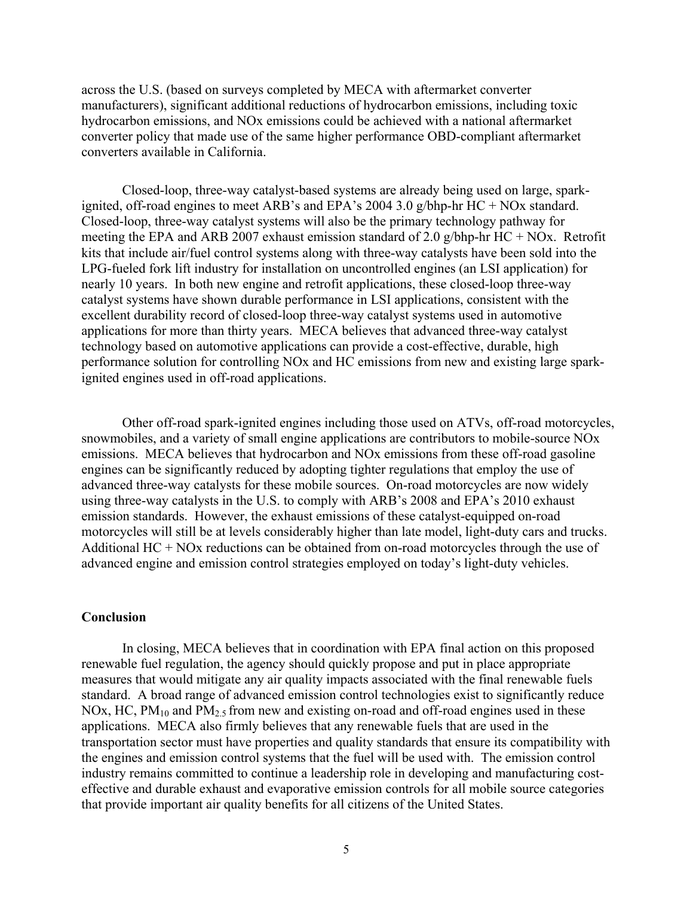across the U.S. (based on surveys completed by MECA with aftermarket converter manufacturers), significant additional reductions of hydrocarbon emissions, including toxic hydrocarbon emissions, and NOx emissions could be achieved with a national aftermarket converter policy that made use of the same higher performance OBD-compliant aftermarket converters available in California.

Closed-loop, three-way catalyst-based systems are already being used on large, spark-ignited, off-road engines to meet ARB's and EPA's 2004 3.0 g/bhp-hr HC + NOx standard. Closed-loop, three-way catalyst systems will also be the primary technology pathway for meeting the EPA and ARB 2007 exhaust emission standard of 2.0 g/bhp-hr HC + NOx. Retrofit kits that include air/fuel control systems along with three-way catalysts have been sold into the LPG-fueled fork lift industry for installation on uncontrolled engines (an LSI application) for nearly 10 years. In both new engine and retrofit applications, these closed-loop three-way catalyst systems have shown durable performance in LSI applications, consistent with the excellent durability record of closed-loop three-way catalyst systems used in automotive applications for more than thirty years. MECA believes that advanced three-way catalyst technology based on automotive applications can provide a cost-effective, durable, high performance solution for controlling NOx and HC emissions from new and existing large spark-ignited engines used in off-road applications.

Other off-road spark-ignited engines including those used on ATVs, off-road motorcycles, snowmobiles, and a variety of small engine applications are contributors to mobile-source NOx emissions. MECA believes that hydrocarbon and NOx emissions from these off-road gasoline engines can be significantly reduced by adopting tighter regulations that employ the use of advanced three-way catalysts for these mobile sources. On-road motorcycles are now widely using three-way catalysts in the U.S. to comply with ARB's 2008 and EPA's 2010 exhaust emission standards. However, the exhaust emissions of these catalyst-equipped on-road motorcycles will still be at levels considerably higher than late model, light-duty cars and trucks. Additional HC + NOx reductions can be obtained from on-road motorcycles through the use of advanced engine and emission control strategies employed on today's light-duty vehicles.

**Conclusion**

In closing, MECA believes that in coordination with EPA final action on this proposed renewable fuel regulation, the agency should quickly propose and put in place appropriate measures that would mitigate any air quality impacts associated with the final renewable fuels standard. A broad range of advanced emission control technologies exist to significantly reduce NOx, HC, $PM_{10}$ and $PM_{2.5}$ from new and existing on-road and off-road engines used in these applications. MECA also firmly believes that any renewable fuels that are used in the transportation sector must have properties and quality standards that ensure its compatibility with the engines and emission control systems that the fuel will be used with. The emission control industry remains committed to continue a leadership role in developing and manufacturing cost-effective and durable exhaust and evaporative emission controls for all mobile source categories that provide important air quality benefits for all citizens of the United States.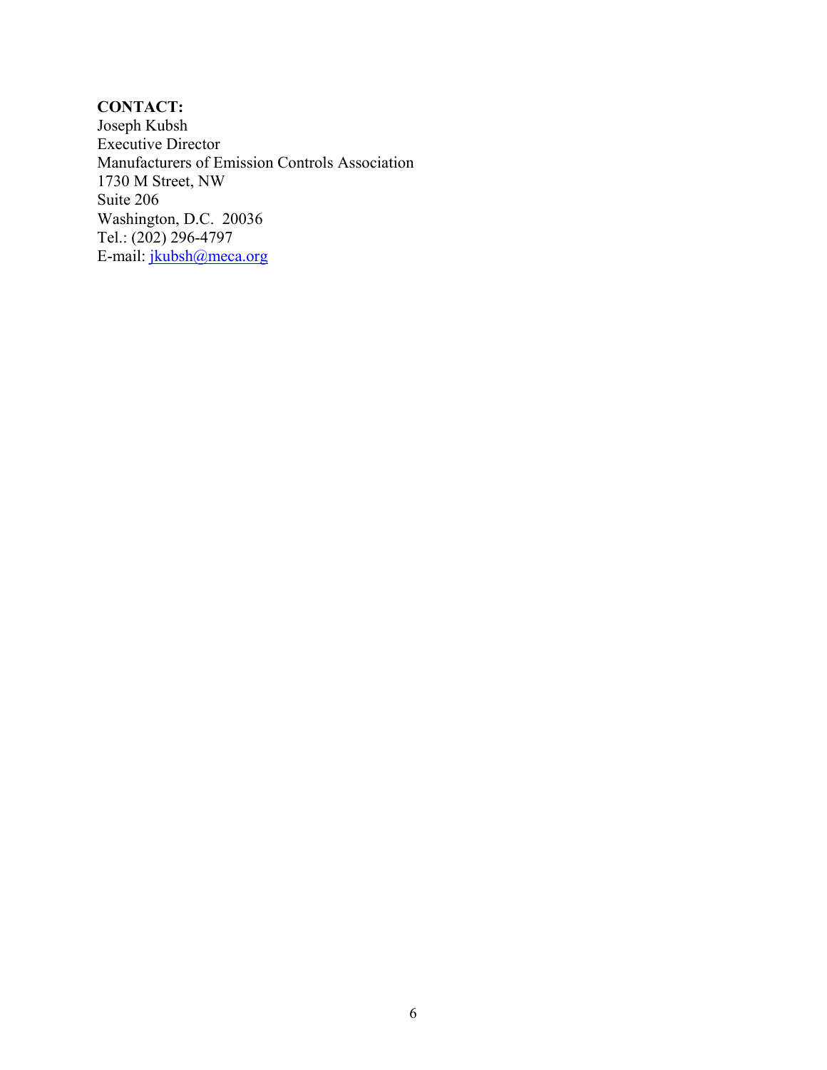**CONTACT:**
Joseph Kubsh
Executive Director
Manufacturers of Emission Controls Association
1730 M Street, NW
Suite 206
Washington, D.C.  20036
Tel.: (202) 296-4797
E-mail: jkubsh@meca.org